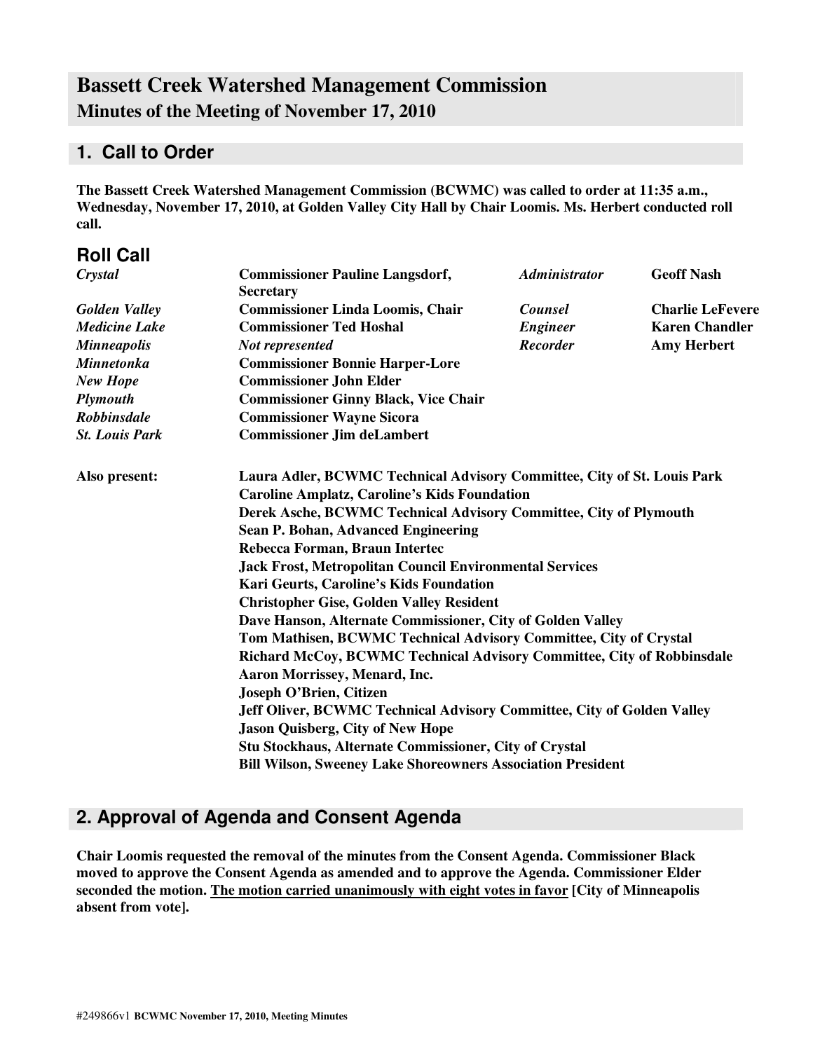# Bassett Creek Watershed Management Commission

## Minutes of the Meeting of November 17, 2010

## 1. Call to Order

**The Bassett Creek Watershed Management Commission (BCWMC) was called to order at 11:35 a.m., Wednesday, November 17, 2010, at Golden Valley City Hall by Chair Loomis. Ms. Herbert conducted roll call.**

## Roll Call

| | | | |
|---|---|---|---|
| ***Crystal*** | **Commissioner Pauline Langsdorf, Secretary** | ***Administrator*** | **Geoff Nash** |
| ***Golden Valley*** | **Commissioner Linda Loomis, Chair** | ***Counsel*** | **Charlie LeFevere** |
| ***Medicine Lake*** | **Commissioner Ted Hoshal** | ***Engineer*** | **Karen Chandler** |
| ***Minneapolis*** | ***Not represented*** | ***Recorder*** | **Amy Herbert** |
| ***Minnetonka*** | **Commissioner Bonnie Harper-Lore** | | |
| ***New Hope*** | **Commissioner John Elder** | | |
| ***Plymouth*** | **Commissioner Ginny Black, Vice Chair** | | |
| ***Robbinsdale*** | **Commissioner Wayne Sicora** | | |
| ***St. Louis Park*** | **Commissioner Jim deLambert** | | |

**Also present:**

**Laura Adler, BCWMC Technical Advisory Committee, City of St. Louis Park**
**Caroline Amplatz, Caroline's Kids Foundation**
**Derek Asche, BCWMC Technical Advisory Committee, City of Plymouth**
**Sean P. Bohan, Advanced Engineering**
**Rebecca Forman, Braun Intertec**
**Jack Frost, Metropolitan Council Environmental Services**
**Kari Geurts, Caroline's Kids Foundation**
**Christopher Gise, Golden Valley Resident**
**Dave Hanson, Alternate Commissioner, City of Golden Valley**
**Tom Mathisen, BCWMC Technical Advisory Committee, City of Crystal**
**Richard McCoy, BCWMC Technical Advisory Committee, City of Robbinsdale**
**Aaron Morrissey, Menard, Inc.**
**Joseph O'Brien, Citizen**
**Jeff Oliver, BCWMC Technical Advisory Committee, City of Golden Valley**
**Jason Quisberg, City of New Hope**
**Stu Stockhaus, Alternate Commissioner, City of Crystal**
**Bill Wilson, Sweeney Lake Shoreowners Association President**

## 2. Approval of Agenda and Consent Agenda

**Chair Loomis requested the removal of the minutes from the Consent Agenda. Commissioner Black moved to approve the Consent Agenda as amended and to approve the Agenda. Commissioner Elder seconded the motion. <u>The motion carried unanimously with eight votes in favor</u> [City of Minneapolis absent from vote].**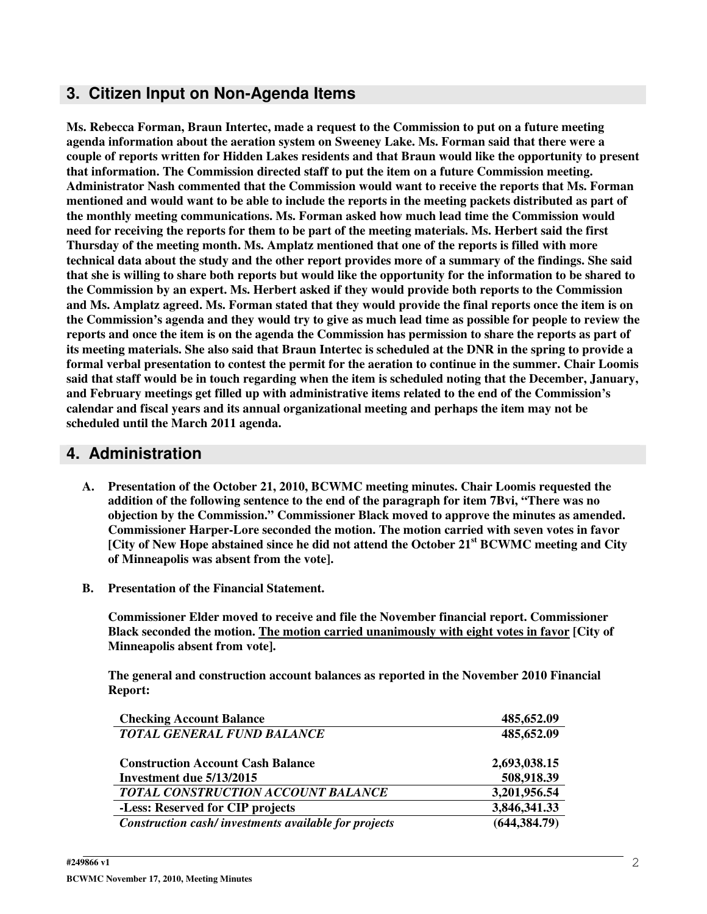## 3. Citizen Input on Non-Agenda Items

**Ms. Rebecca Forman, Braun Intertec, made a request to the Commission to put on a future meeting agenda information about the aeration system on Sweeney Lake. Ms. Forman said that there were a couple of reports written for Hidden Lakes residents and that Braun would like the opportunity to present that information. The Commission directed staff to put the item on a future Commission meeting. Administrator Nash commented that the Commission would want to receive the reports that Ms. Forman mentioned and would want to be able to include the reports in the meeting packets distributed as part of the monthly meeting communications. Ms. Forman asked how much lead time the Commission would need for receiving the reports for them to be part of the meeting materials. Ms. Herbert said the first Thursday of the meeting month. Ms. Amplatz mentioned that one of the reports is filled with more technical data about the study and the other report provides more of a summary of the findings. She said that she is willing to share both reports but would like the opportunity for the information to be shared to the Commission by an expert. Ms. Herbert asked if they would provide both reports to the Commission and Ms. Amplatz agreed. Ms. Forman stated that they would provide the final reports once the item is on the Commission's agenda and they would try to give as much lead time as possible for people to review the reports and once the item is on the agenda the Commission has permission to share the reports as part of its meeting materials. She also said that Braun Intertec is scheduled at the DNR in the spring to provide a formal verbal presentation to contest the permit for the aeration to continue in the summer. Chair Loomis said that staff would be in touch regarding when the item is scheduled noting that the December, January, and February meetings get filled up with administrative items related to the end of the Commission's calendar and fiscal years and its annual organizational meeting and perhaps the item may not be scheduled until the March 2011 agenda.**

## 4. Administration

**A. Presentation of the October 21, 2010, BCWMC meeting minutes. Chair Loomis requested the addition of the following sentence to the end of the paragraph for item 7Bvi, "There was no objection by the Commission." Commissioner Black moved to approve the minutes as amended. Commissioner Harper-Lore seconded the motion. The motion carried with seven votes in favor [City of New Hope abstained since he did not attend the October 21st BCWMC meeting and City of Minneapolis was absent from the vote].**

**B. Presentation of the Financial Statement.**

**Commissioner Elder moved to receive and file the November financial report. Commissioner Black seconded the motion. <u>The motion carried unanimously with eight votes in favor</u> [City of Minneapolis absent from vote].**

**The general and construction account balances as reported in the November 2010 Financial Report:**

| | |
|---|---|
| **Checking Account Balance** | **485,652.09** |
| ***TOTAL GENERAL FUND BALANCE*** | **485,652.09** |
| | |
| **Construction Account Cash Balance** | **2,693,038.15** |
| **Investment due 5/13/2015** | **508,918.39** |
| ***TOTAL CONSTRUCTION ACCOUNT BALANCE*** | **3,201,956.54** |
| **-Less: Reserved for CIP projects** | **3,846,341.33** |
| ***Construction cash/ investments available for projects*** | **(644,384.79)** |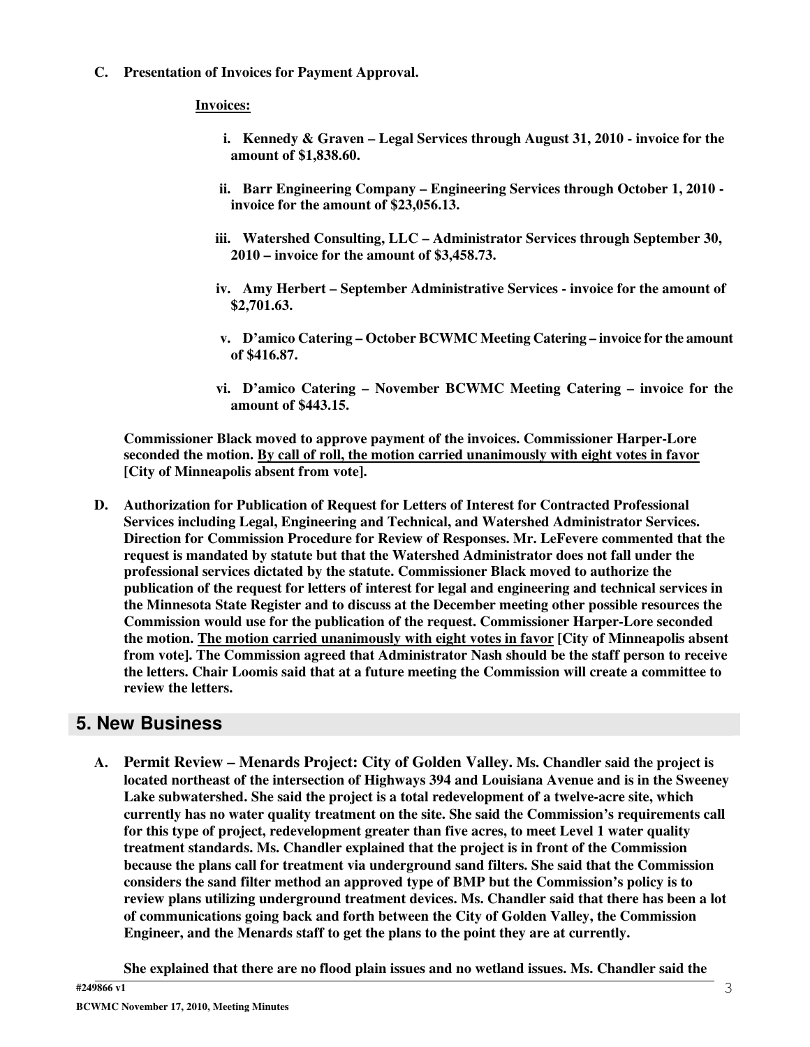**C. Presentation of Invoices for Payment Approval.**

**Invoices:**

**i. Kennedy & Graven – Legal Services through August 31, 2010 - invoice for the amount of $1,838.60.**

**ii. Barr Engineering Company – Engineering Services through October 1, 2010 - invoice for the amount of $23,056.13.**

**iii. Watershed Consulting, LLC – Administrator Services through September 30, 2010 – invoice for the amount of $3,458.73.**

**iv. Amy Herbert – September Administrative Services - invoice for the amount of $2,701.63.**

**v. D'amico Catering – October BCWMC Meeting Catering – invoice for the amount of $416.87.**

**vi. D'amico Catering – November BCWMC Meeting Catering – invoice for the amount of $443.15.**

**Commissioner Black moved to approve payment of the invoices. Commissioner Harper-Lore seconded the motion. <u>By call of roll, the motion carried unanimously with eight votes in favor</u> [City of Minneapolis absent from vote].**

**D. Authorization for Publication of Request for Letters of Interest for Contracted Professional Services including Legal, Engineering and Technical, and Watershed Administrator Services. Direction for Commission Procedure for Review of Responses. Mr. LeFevere commented that the request is mandated by statute but that the Watershed Administrator does not fall under the professional services dictated by the statute. Commissioner Black moved to authorize the publication of the request for letters of interest for legal and engineering and technical services in the Minnesota State Register and to discuss at the December meeting other possible resources the Commission would use for the publication of the request. Commissioner Harper-Lore seconded the motion. <u>The motion carried unanimously with eight votes in favor</u> [City of Minneapolis absent from vote]. The Commission agreed that Administrator Nash should be the staff person to receive the letters. Chair Loomis said that at a future meeting the Commission will create a committee to review the letters.**

## 5. New Business

**A. Permit Review – Menards Project: City of Golden Valley. Ms. Chandler said the project is located northeast of the intersection of Highways 394 and Louisiana Avenue and is in the Sweeney Lake subwatershed. She said the project is a total redevelopment of a twelve-acre site, which currently has no water quality treatment on the site. She said the Commission's requirements call for this type of project, redevelopment greater than five acres, to meet Level 1 water quality treatment standards. Ms. Chandler explained that the project is in front of the Commission because the plans call for treatment via underground sand filters. She said that the Commission considers the sand filter method an approved type of BMP but the Commission's policy is to review plans utilizing underground treatment devices. Ms. Chandler said that there has been a lot of communications going back and forth between the City of Golden Valley, the Commission Engineer, and the Menards staff to get the plans to the point they are at currently.**

**She explained that there are no flood plain issues and no wetland issues. Ms. Chandler said the**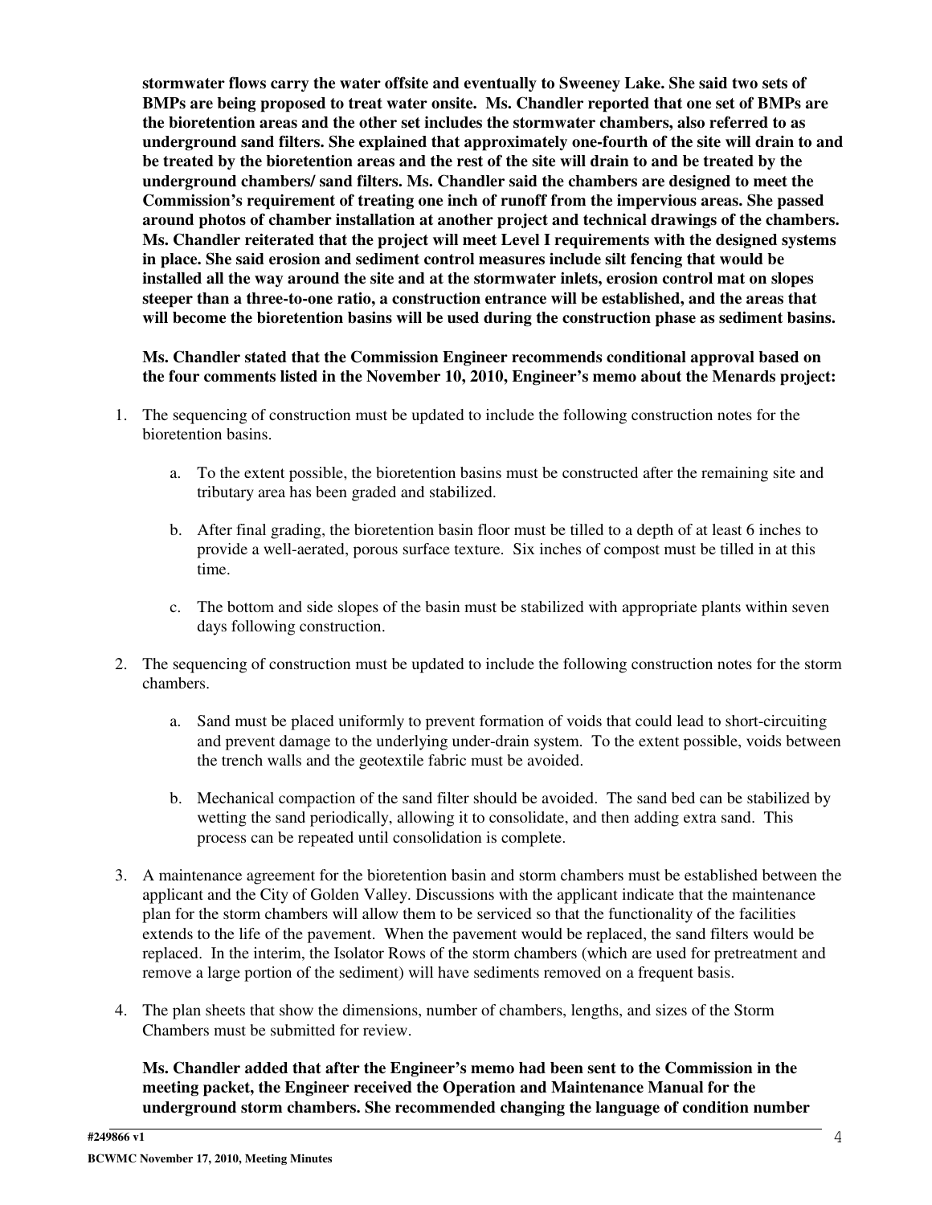**stormwater flows carry the water offsite and eventually to Sweeney Lake. She said two sets of BMPs are being proposed to treat water onsite. Ms. Chandler reported that one set of BMPs are the bioretention areas and the other set includes the stormwater chambers, also referred to as underground sand filters. She explained that approximately one-fourth of the site will drain to and be treated by the bioretention areas and the rest of the site will drain to and be treated by the underground chambers/ sand filters. Ms. Chandler said the chambers are designed to meet the Commission's requirement of treating one inch of runoff from the impervious areas. She passed around photos of chamber installation at another project and technical drawings of the chambers. Ms. Chandler reiterated that the project will meet Level I requirements with the designed systems in place. She said erosion and sediment control measures include silt fencing that would be installed all the way around the site and at the stormwater inlets, erosion control mat on slopes steeper than a three-to-one ratio, a construction entrance will be established, and the areas that will become the bioretention basins will be used during the construction phase as sediment basins.**

**Ms. Chandler stated that the Commission Engineer recommends conditional approval based on the four comments listed in the November 10, 2010, Engineer's memo about the Menards project:**

1. The sequencing of construction must be updated to include the following construction notes for the bioretention basins.

   a. To the extent possible, the bioretention basins must be constructed after the remaining site and tributary area has been graded and stabilized.

   b. After final grading, the bioretention basin floor must be tilled to a depth of at least 6 inches to provide a well-aerated, porous surface texture. Six inches of compost must be tilled in at this time.

   c. The bottom and side slopes of the basin must be stabilized with appropriate plants within seven days following construction.

2. The sequencing of construction must be updated to include the following construction notes for the storm chambers.

   a. Sand must be placed uniformly to prevent formation of voids that could lead to short-circuiting and prevent damage to the underlying under-drain system. To the extent possible, voids between the trench walls and the geotextile fabric must be avoided.

   b. Mechanical compaction of the sand filter should be avoided. The sand bed can be stabilized by wetting the sand periodically, allowing it to consolidate, and then adding extra sand. This process can be repeated until consolidation is complete.

3. A maintenance agreement for the bioretention basin and storm chambers must be established between the applicant and the City of Golden Valley. Discussions with the applicant indicate that the maintenance plan for the storm chambers will allow them to be serviced so that the functionality of the facilities extends to the life of the pavement. When the pavement would be replaced, the sand filters would be replaced. In the interim, the Isolator Rows of the storm chambers (which are used for pretreatment and remove a large portion of the sediment) will have sediments removed on a frequent basis.

4. The plan sheets that show the dimensions, number of chambers, lengths, and sizes of the Storm Chambers must be submitted for review.

**Ms. Chandler added that after the Engineer's memo had been sent to the Commission in the meeting packet, the Engineer received the Operation and Maintenance Manual for the underground storm chambers. She recommended changing the language of condition number**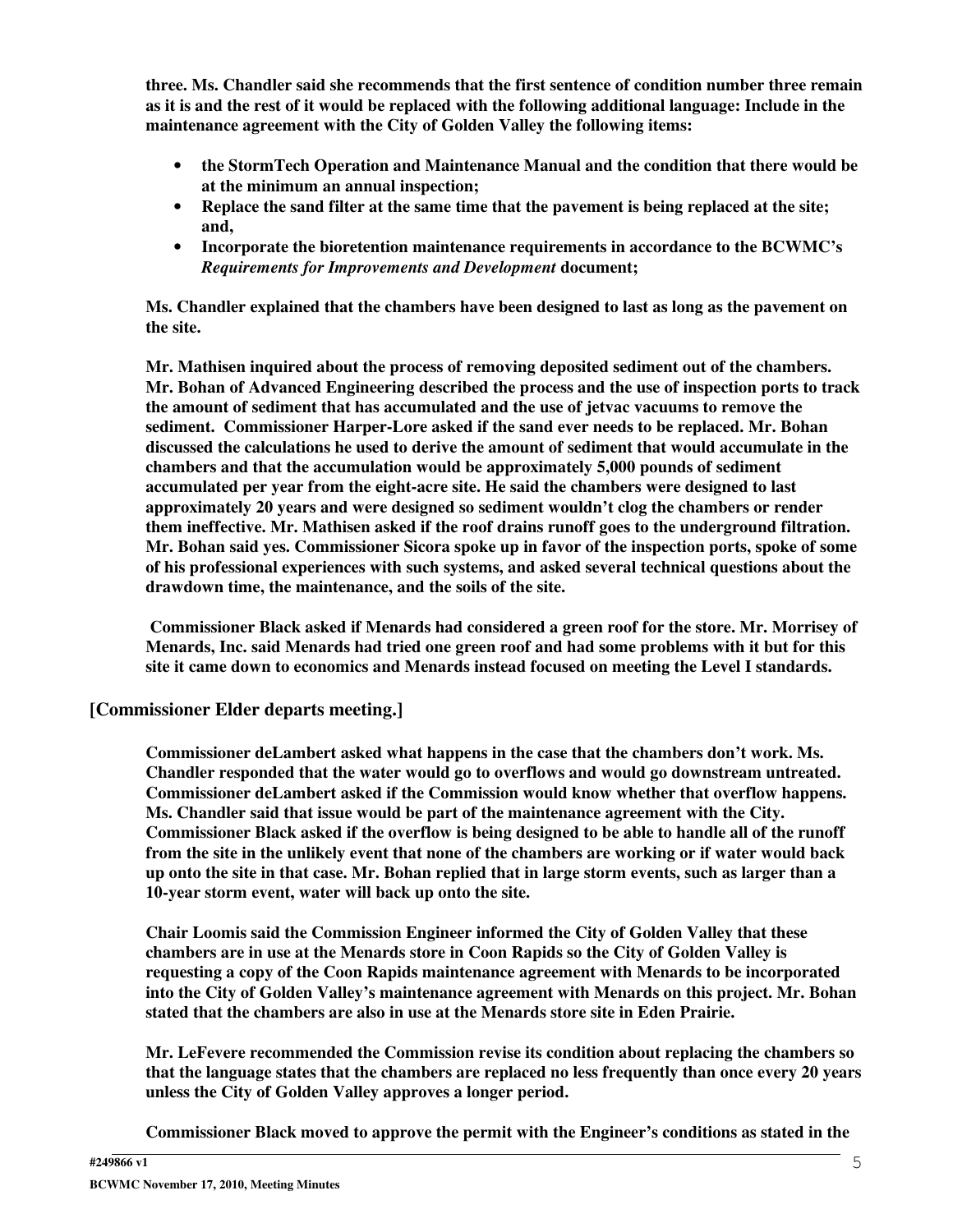**three. Ms. Chandler said she recommends that the first sentence of condition number three remain as it is and the rest of it would be replaced with the following additional language: Include in the maintenance agreement with the City of Golden Valley the following items:**

- **the StormTech Operation and Maintenance Manual and the condition that there would be at the minimum an annual inspection;**
- **Replace the sand filter at the same time that the pavement is being replaced at the site; and,**
- **Incorporate the bioretention maintenance requirements in accordance to the BCWMC's *Requirements for Improvements and Development* document;**

**Ms. Chandler explained that the chambers have been designed to last as long as the pavement on the site.**

**Mr. Mathisen inquired about the process of removing deposited sediment out of the chambers. Mr. Bohan of Advanced Engineering described the process and the use of inspection ports to track the amount of sediment that has accumulated and the use of jetvac vacuums to remove the sediment. Commissioner Harper-Lore asked if the sand ever needs to be replaced. Mr. Bohan discussed the calculations he used to derive the amount of sediment that would accumulate in the chambers and that the accumulation would be approximately 5,000 pounds of sediment accumulated per year from the eight-acre site. He said the chambers were designed to last approximately 20 years and were designed so sediment wouldn't clog the chambers or render them ineffective. Mr. Mathisen asked if the roof drains runoff goes to the underground filtration. Mr. Bohan said yes. Commissioner Sicora spoke up in favor of the inspection ports, spoke of some of his professional experiences with such systems, and asked several technical questions about the drawdown time, the maintenance, and the soils of the site.**

**Commissioner Black asked if Menards had considered a green roof for the store. Mr. Morrisey of Menards, Inc. said Menards had tried one green roof and had some problems with it but for this site it came down to economics and Menards instead focused on meeting the Level I standards.**

**[Commissioner Elder departs meeting.]**

**Commissioner deLambert asked what happens in the case that the chambers don't work. Ms. Chandler responded that the water would go to overflows and would go downstream untreated. Commissioner deLambert asked if the Commission would know whether that overflow happens. Ms. Chandler said that issue would be part of the maintenance agreement with the City. Commissioner Black asked if the overflow is being designed to be able to handle all of the runoff from the site in the unlikely event that none of the chambers are working or if water would back up onto the site in that case. Mr. Bohan replied that in large storm events, such as larger than a 10-year storm event, water will back up onto the site.**

**Chair Loomis said the Commission Engineer informed the City of Golden Valley that these chambers are in use at the Menards store in Coon Rapids so the City of Golden Valley is requesting a copy of the Coon Rapids maintenance agreement with Menards to be incorporated into the City of Golden Valley's maintenance agreement with Menards on this project. Mr. Bohan stated that the chambers are also in use at the Menards store site in Eden Prairie.**

**Mr. LeFevere recommended the Commission revise its condition about replacing the chambers so that the language states that the chambers are replaced no less frequently than once every 20 years unless the City of Golden Valley approves a longer period.**

**Commissioner Black moved to approve the permit with the Engineer's conditions as stated in the**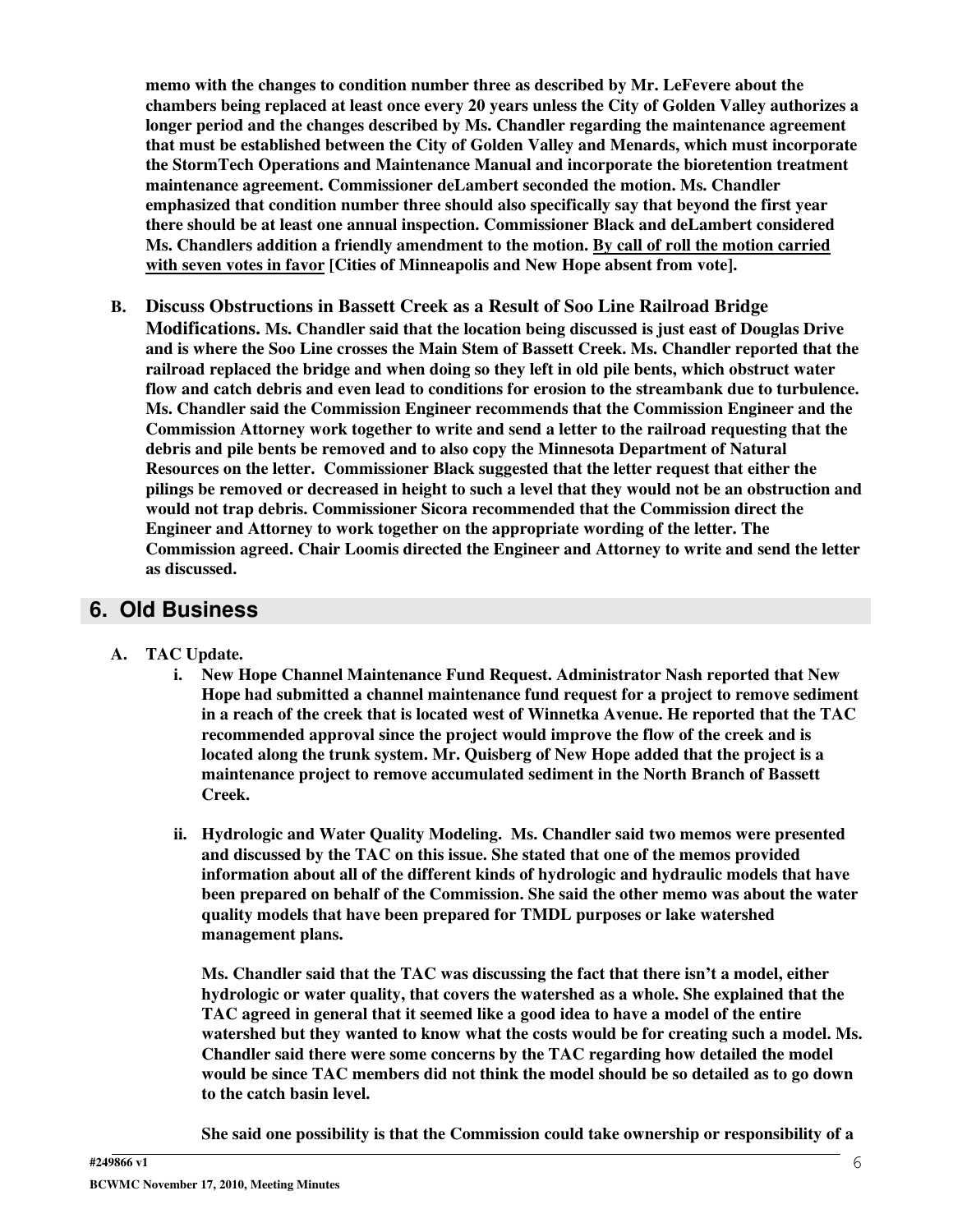**memo with the changes to condition number three as described by Mr. LeFevere about the chambers being replaced at least once every 20 years unless the City of Golden Valley authorizes a longer period and the changes described by Ms. Chandler regarding the maintenance agreement that must be established between the City of Golden Valley and Menards, which must incorporate the StormTech Operations and Maintenance Manual and incorporate the bioretention treatment maintenance agreement. Commissioner deLambert seconded the motion. Ms. Chandler emphasized that condition number three should also specifically say that beyond the first year there should be at least one annual inspection. Commissioner Black and deLambert considered Ms. Chandlers addition a friendly amendment to the motion. <u>By call of roll the motion carried with seven votes in favor</u> [Cities of Minneapolis and New Hope absent from vote].**

**B. Discuss Obstructions in Bassett Creek as a Result of Soo Line Railroad Bridge Modifications. Ms. Chandler said that the location being discussed is just east of Douglas Drive and is where the Soo Line crosses the Main Stem of Bassett Creek. Ms. Chandler reported that the railroad replaced the bridge and when doing so they left in old pile bents, which obstruct water flow and catch debris and even lead to conditions for erosion to the streambank due to turbulence. Ms. Chandler said the Commission Engineer recommends that the Commission Engineer and the Commission Attorney work together to write and send a letter to the railroad requesting that the debris and pile bents be removed and to also copy the Minnesota Department of Natural Resources on the letter. Commissioner Black suggested that the letter request that either the pilings be removed or decreased in height to such a level that they would not be an obstruction and would not trap debris. Commissioner Sicora recommended that the Commission direct the Engineer and Attorney to work together on the appropriate wording of the letter. The Commission agreed. Chair Loomis directed the Engineer and Attorney to write and send the letter as discussed.**

## 6. Old Business

**A. TAC Update.**

**i. New Hope Channel Maintenance Fund Request. Administrator Nash reported that New Hope had submitted a channel maintenance fund request for a project to remove sediment in a reach of the creek that is located west of Winnetka Avenue. He reported that the TAC recommended approval since the project would improve the flow of the creek and is located along the trunk system. Mr. Quisberg of New Hope added that the project is a maintenance project to remove accumulated sediment in the North Branch of Bassett Creek.**

**ii. Hydrologic and Water Quality Modeling. Ms. Chandler said two memos were presented and discussed by the TAC on this issue. She stated that one of the memos provided information about all of the different kinds of hydrologic and hydraulic models that have been prepared on behalf of the Commission. She said the other memo was about the water quality models that have been prepared for TMDL purposes or lake watershed management plans.**

**Ms. Chandler said that the TAC was discussing the fact that there isn't a model, either hydrologic or water quality, that covers the watershed as a whole. She explained that the TAC agreed in general that it seemed like a good idea to have a model of the entire watershed but they wanted to know what the costs would be for creating such a model. Ms. Chandler said there were some concerns by the TAC regarding how detailed the model would be since TAC members did not think the model should be so detailed as to go down to the catch basin level.**

**She said one possibility is that the Commission could take ownership or responsibility of a**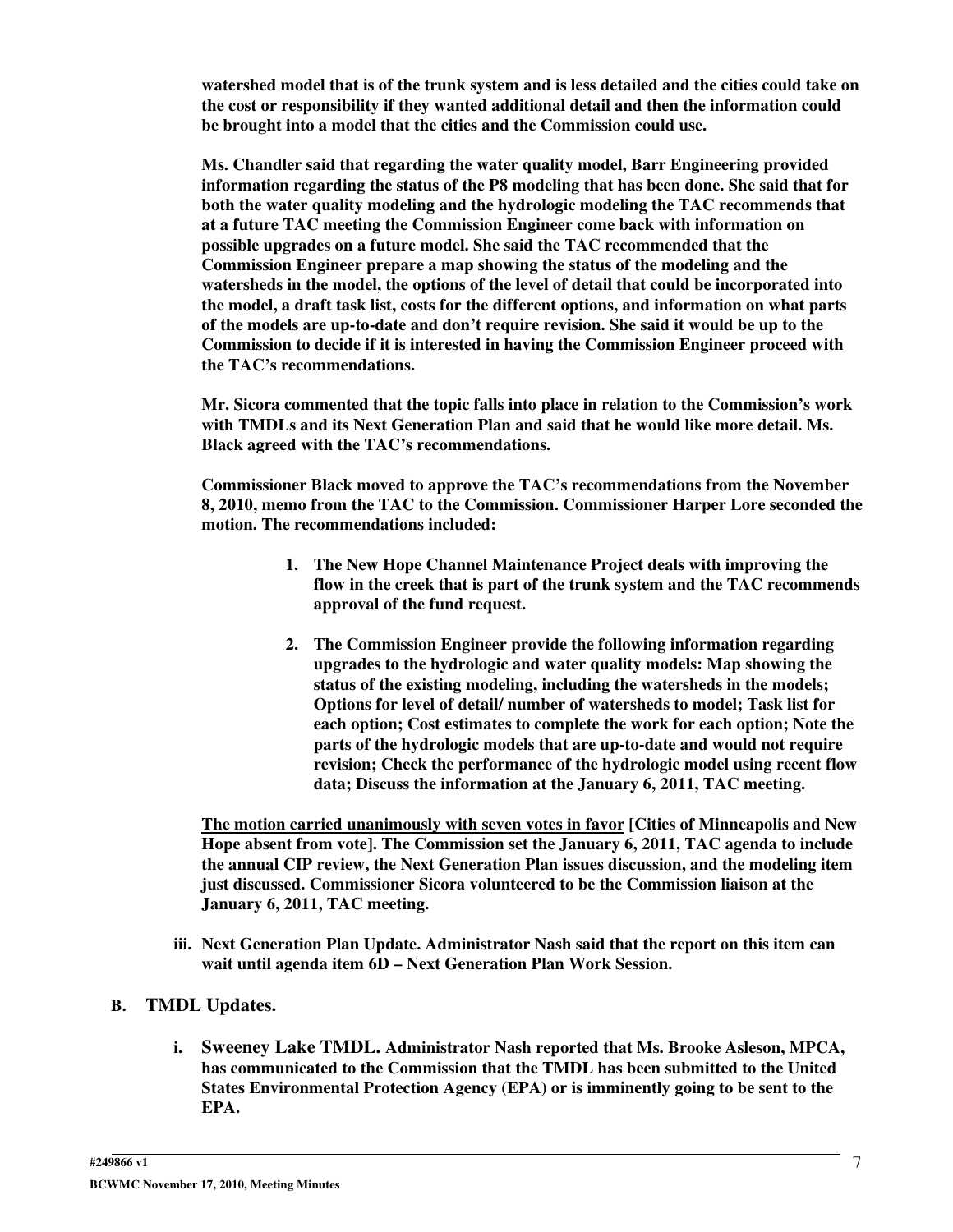**watershed model that is of the trunk system and is less detailed and the cities could take on the cost or responsibility if they wanted additional detail and then the information could be brought into a model that the cities and the Commission could use.**

**Ms. Chandler said that regarding the water quality model, Barr Engineering provided information regarding the status of the P8 modeling that has been done. She said that for both the water quality modeling and the hydrologic modeling the TAC recommends that at a future TAC meeting the Commission Engineer come back with information on possible upgrades on a future model. She said the TAC recommended that the Commission Engineer prepare a map showing the status of the modeling and the watersheds in the model, the options of the level of detail that could be incorporated into the model, a draft task list, costs for the different options, and information on what parts of the models are up-to-date and don't require revision. She said it would be up to the Commission to decide if it is interested in having the Commission Engineer proceed with the TAC's recommendations.**

**Mr. Sicora commented that the topic falls into place in relation to the Commission's work with TMDLs and its Next Generation Plan and said that he would like more detail. Ms. Black agreed with the TAC's recommendations.**

**Commissioner Black moved to approve the TAC's recommendations from the November 8, 2010, memo from the TAC to the Commission. Commissioner Harper Lore seconded the motion. The recommendations included:**

1. **The New Hope Channel Maintenance Project deals with improving the flow in the creek that is part of the trunk system and the TAC recommends approval of the fund request.**
2. **The Commission Engineer provide the following information regarding upgrades to the hydrologic and water quality models: Map showing the status of the existing modeling, including the watersheds in the models; Options for level of detail/ number of watersheds to model; Task list for each option; Cost estimates to complete the work for each option; Note the parts of the hydrologic models that are up-to-date and would not require revision; Check the performance of the hydrologic model using recent flow data; Discuss the information at the January 6, 2011, TAC meeting.**

<u>**The motion carried unanimously with seven votes in favor**</u> **[Cities of Minneapolis and New Hope absent from vote]. The Commission set the January 6, 2011, TAC agenda to include the annual CIP review, the Next Generation Plan issues discussion, and the modeling item just discussed. Commissioner Sicora volunteered to be the Commission liaison at the January 6, 2011, TAC meeting.**

iii. **Next Generation Plan Update. Administrator Nash said that the report on this item can wait until agenda item 6D – Next Generation Plan Work Session.**

**B. TMDL Updates.**

i. **Sweeney Lake TMDL. Administrator Nash reported that Ms. Brooke Asleson, MPCA, has communicated to the Commission that the TMDL has been submitted to the United States Environmental Protection Agency (EPA) or is imminently going to be sent to the EPA.**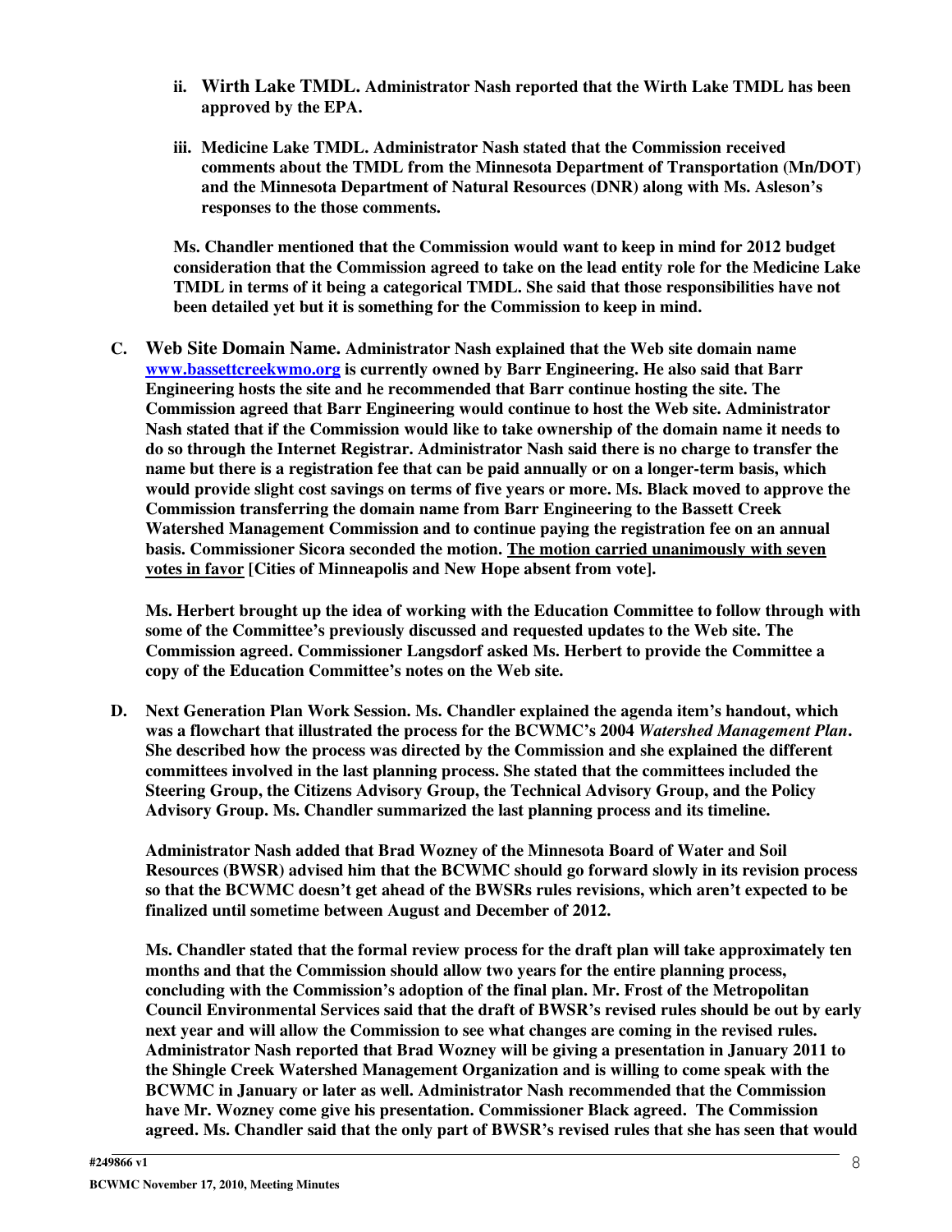**ii. Wirth Lake TMDL. Administrator Nash reported that the Wirth Lake TMDL has been approved by the EPA.**

**iii. Medicine Lake TMDL. Administrator Nash stated that the Commission received comments about the TMDL from the Minnesota Department of Transportation (Mn/DOT) and the Minnesota Department of Natural Resources (DNR) along with Ms. Asleson's responses to the those comments.**

**Ms. Chandler mentioned that the Commission would want to keep in mind for 2012 budget consideration that the Commission agreed to take on the lead entity role for the Medicine Lake TMDL in terms of it being a categorical TMDL. She said that those responsibilities have not been detailed yet but it is something for the Commission to keep in mind.**

**C. Web Site Domain Name. Administrator Nash explained that the Web site domain name www.bassettcreekwmo.org is currently owned by Barr Engineering. He also said that Barr Engineering hosts the site and he recommended that Barr continue hosting the site. The Commission agreed that Barr Engineering would continue to host the Web site. Administrator Nash stated that if the Commission would like to take ownership of the domain name it needs to do so through the Internet Registrar. Administrator Nash said there is no charge to transfer the name but there is a registration fee that can be paid annually or on a longer-term basis, which would provide slight cost savings on terms of five years or more. Ms. Black moved to approve the Commission transferring the domain name from Barr Engineering to the Bassett Creek Watershed Management Commission and to continue paying the registration fee on an annual basis. Commissioner Sicora seconded the motion. <u>The motion carried unanimously with seven votes in favor</u> [Cities of Minneapolis and New Hope absent from vote].**

**Ms. Herbert brought up the idea of working with the Education Committee to follow through with some of the Committee's previously discussed and requested updates to the Web site. The Commission agreed. Commissioner Langsdorf asked Ms. Herbert to provide the Committee a copy of the Education Committee's notes on the Web site.**

**D. Next Generation Plan Work Session. Ms. Chandler explained the agenda item's handout, which was a flowchart that illustrated the process for the BCWMC's 2004 *Watershed Management Plan*. She described how the process was directed by the Commission and she explained the different committees involved in the last planning process. She stated that the committees included the Steering Group, the Citizens Advisory Group, the Technical Advisory Group, and the Policy Advisory Group. Ms. Chandler summarized the last planning process and its timeline.**

**Administrator Nash added that Brad Wozney of the Minnesota Board of Water and Soil Resources (BWSR) advised him that the BCWMC should go forward slowly in its revision process so that the BCWMC doesn't get ahead of the BWSRs rules revisions, which aren't expected to be finalized until sometime between August and December of 2012.**

**Ms. Chandler stated that the formal review process for the draft plan will take approximately ten months and that the Commission should allow two years for the entire planning process, concluding with the Commission's adoption of the final plan. Mr. Frost of the Metropolitan Council Environmental Services said that the draft of BWSR's revised rules should be out by early next year and will allow the Commission to see what changes are coming in the revised rules. Administrator Nash reported that Brad Wozney will be giving a presentation in January 2011 to the Shingle Creek Watershed Management Organization and is willing to come speak with the BCWMC in January or later as well. Administrator Nash recommended that the Commission have Mr. Wozney come give his presentation. Commissioner Black agreed. The Commission agreed. Ms. Chandler said that the only part of BWSR's revised rules that she has seen that would**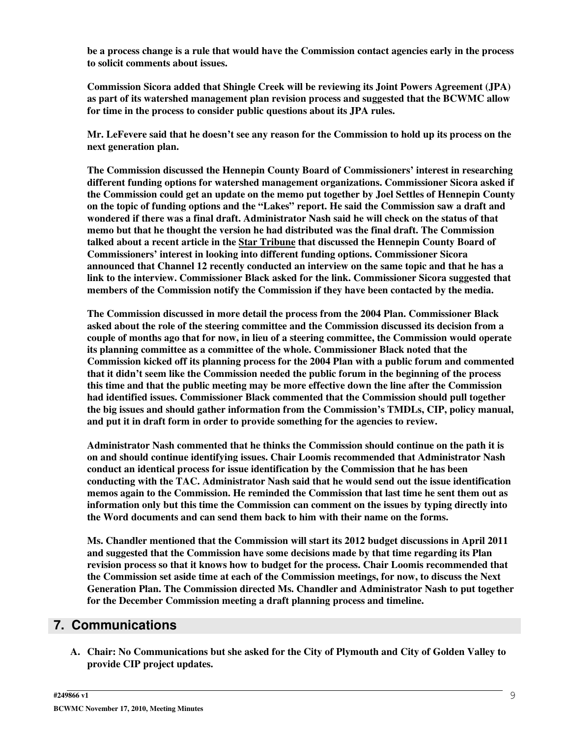**be a process change is a rule that would have the Commission contact agencies early in the process to solicit comments about issues.**

**Commission Sicora added that Shingle Creek will be reviewing its Joint Powers Agreement (JPA) as part of its watershed management plan revision process and suggested that the BCWMC allow for time in the process to consider public questions about its JPA rules.**

**Mr. LeFevere said that he doesn't see any reason for the Commission to hold up its process on the next generation plan.**

**The Commission discussed the Hennepin County Board of Commissioners' interest in researching different funding options for watershed management organizations. Commissioner Sicora asked if the Commission could get an update on the memo put together by Joel Settles of Hennepin County on the topic of funding options and the "Lakes" report. He said the Commission saw a draft and wondered if there was a final draft. Administrator Nash said he will check on the status of that memo but that he thought the version he had distributed was the final draft. The Commission talked about a recent article in the Star Tribune that discussed the Hennepin County Board of Commissioners' interest in looking into different funding options. Commissioner Sicora announced that Channel 12 recently conducted an interview on the same topic and that he has a link to the interview. Commissioner Black asked for the link. Commissioner Sicora suggested that members of the Commission notify the Commission if they have been contacted by the media.**

**The Commission discussed in more detail the process from the 2004 Plan. Commissioner Black asked about the role of the steering committee and the Commission discussed its decision from a couple of months ago that for now, in lieu of a steering committee, the Commission would operate its planning committee as a committee of the whole. Commissioner Black noted that the Commission kicked off its planning process for the 2004 Plan with a public forum and commented that it didn't seem like the Commission needed the public forum in the beginning of the process this time and that the public meeting may be more effective down the line after the Commission had identified issues. Commissioner Black commented that the Commission should pull together the big issues and should gather information from the Commission's TMDLs, CIP, policy manual, and put it in draft form in order to provide something for the agencies to review.**

**Administrator Nash commented that he thinks the Commission should continue on the path it is on and should continue identifying issues. Chair Loomis recommended that Administrator Nash conduct an identical process for issue identification by the Commission that he has been conducting with the TAC. Administrator Nash said that he would send out the issue identification memos again to the Commission. He reminded the Commission that last time he sent them out as information only but this time the Commission can comment on the issues by typing directly into the Word documents and can send them back to him with their name on the forms.**

**Ms. Chandler mentioned that the Commission will start its 2012 budget discussions in April 2011 and suggested that the Commission have some decisions made by that time regarding its Plan revision process so that it knows how to budget for the process. Chair Loomis recommended that the Commission set aside time at each of the Commission meetings, for now, to discuss the Next Generation Plan. The Commission directed Ms. Chandler and Administrator Nash to put together for the December Commission meeting a draft planning process and timeline.**

## 7. Communications

**A. Chair: No Communications but she asked for the City of Plymouth and City of Golden Valley to provide CIP project updates.**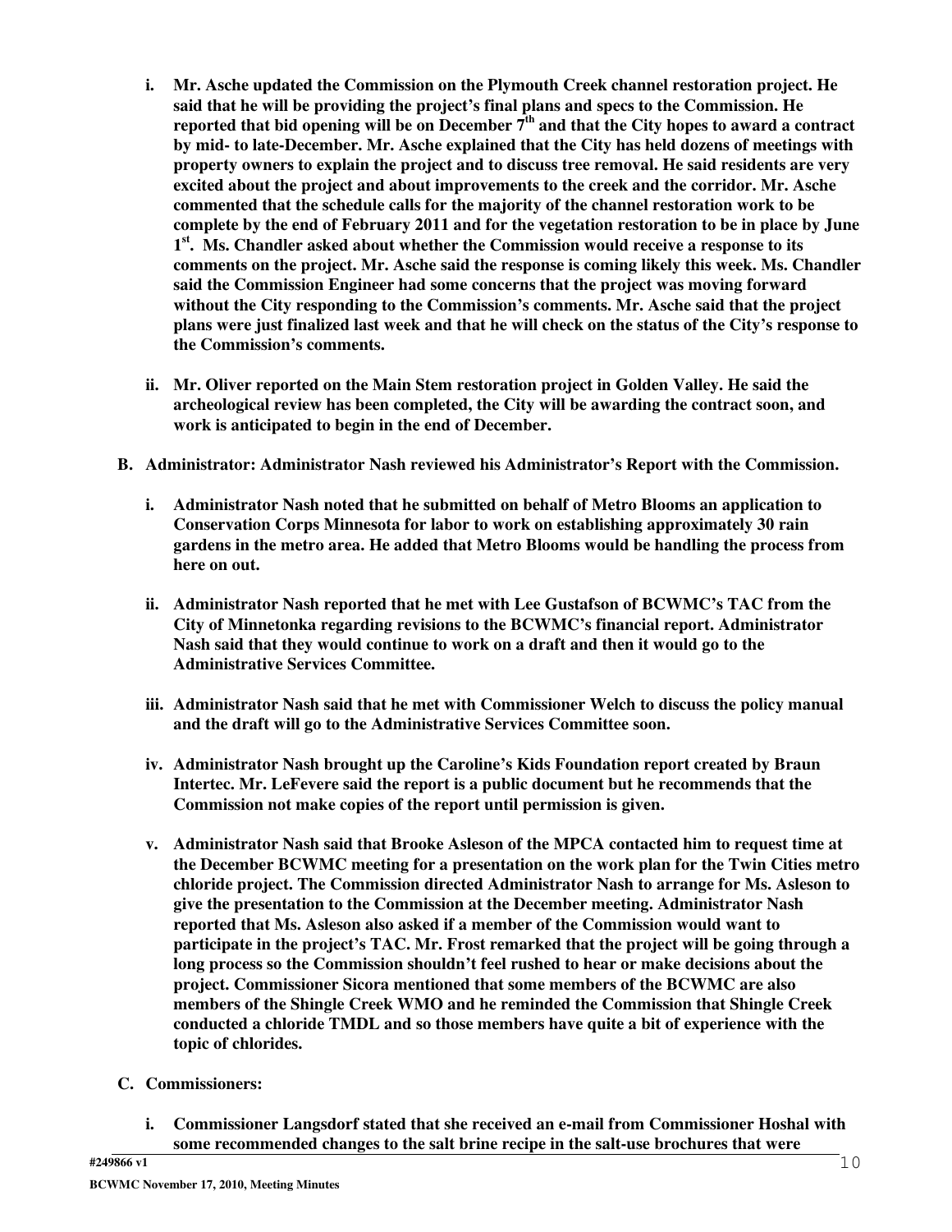- **i. Mr. Asche updated the Commission on the Plymouth Creek channel restoration project. He said that he will be providing the project's final plans and specs to the Commission. He reported that bid opening will be on December 7th and that the City hopes to award a contract by mid- to late-December. Mr. Asche explained that the City has held dozens of meetings with property owners to explain the project and to discuss tree removal. He said residents are very excited about the project and about improvements to the creek and the corridor. Mr. Asche commented that the schedule calls for the majority of the channel restoration work to be complete by the end of February 2011 and for the vegetation restoration to be in place by June 1st. Ms. Chandler asked about whether the Commission would receive a response to its comments on the project. Mr. Asche said the response is coming likely this week. Ms. Chandler said the Commission Engineer had some concerns that the project was moving forward without the City responding to the Commission's comments. Mr. Asche said that the project plans were just finalized last week and that he will check on the status of the City's response to the Commission's comments.**

- **ii. Mr. Oliver reported on the Main Stem restoration project in Golden Valley. He said the archeological review has been completed, the City will be awarding the contract soon, and work is anticipated to begin in the end of December.**

**B. Administrator: Administrator Nash reviewed his Administrator's Report with the Commission.**

- **i. Administrator Nash noted that he submitted on behalf of Metro Blooms an application to Conservation Corps Minnesota for labor to work on establishing approximately 30 rain gardens in the metro area. He added that Metro Blooms would be handling the process from here on out.**

- **ii. Administrator Nash reported that he met with Lee Gustafson of BCWMC's TAC from the City of Minnetonka regarding revisions to the BCWMC's financial report. Administrator Nash said that they would continue to work on a draft and then it would go to the Administrative Services Committee.**

- **iii. Administrator Nash said that he met with Commissioner Welch to discuss the policy manual and the draft will go to the Administrative Services Committee soon.**

- **iv. Administrator Nash brought up the Caroline's Kids Foundation report created by Braun Intertec. Mr. LeFevere said the report is a public document but he recommends that the Commission not make copies of the report until permission is given.**

- **v. Administrator Nash said that Brooke Asleson of the MPCA contacted him to request time at the December BCWMC meeting for a presentation on the work plan for the Twin Cities metro chloride project. The Commission directed Administrator Nash to arrange for Ms. Asleson to give the presentation to the Commission at the December meeting. Administrator Nash reported that Ms. Asleson also asked if a member of the Commission would want to participate in the project's TAC. Mr. Frost remarked that the project will be going through a long process so the Commission shouldn't feel rushed to hear or make decisions about the project. Commissioner Sicora mentioned that some members of the BCWMC are also members of the Shingle Creek WMO and he reminded the Commission that Shingle Creek conducted a chloride TMDL and so those members have quite a bit of experience with the topic of chlorides.**

**C. Commissioners:**

- **i. Commissioner Langsdorf stated that she received an e-mail from Commissioner Hoshal with some recommended changes to the salt brine recipe in the salt-use brochures that were**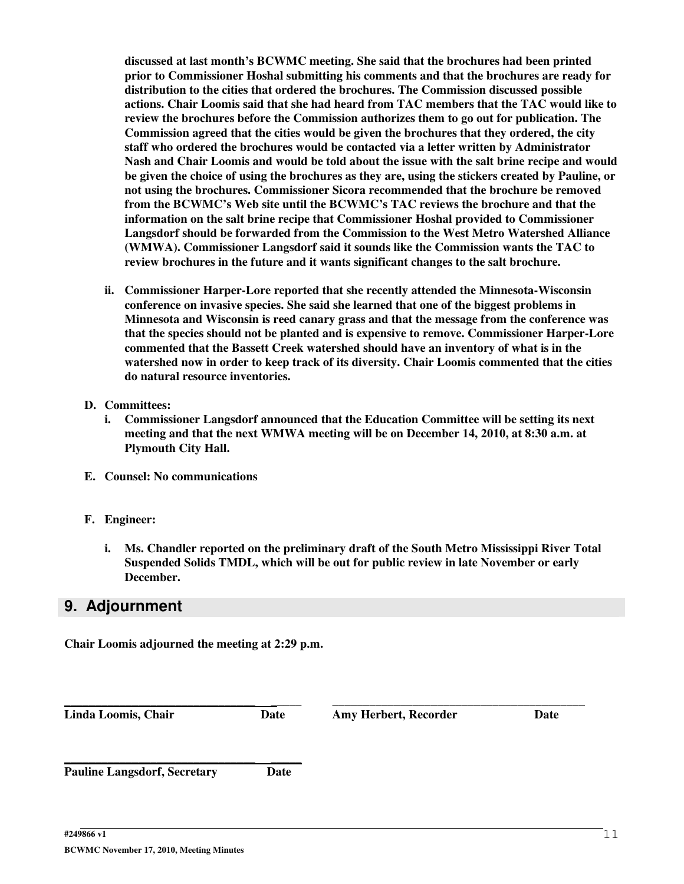**discussed at last month's BCWMC meeting. She said that the brochures had been printed prior to Commissioner Hoshal submitting his comments and that the brochures are ready for distribution to the cities that ordered the brochures. The Commission discussed possible actions. Chair Loomis said that she had heard from TAC members that the TAC would like to review the brochures before the Commission authorizes them to go out for publication. The Commission agreed that the cities would be given the brochures that they ordered, the city staff who ordered the brochures would be contacted via a letter written by Administrator Nash and Chair Loomis and would be told about the issue with the salt brine recipe and would be given the choice of using the brochures as they are, using the stickers created by Pauline, or not using the brochures. Commissioner Sicora recommended that the brochure be removed from the BCWMC's Web site until the BCWMC's TAC reviews the brochure and that the information on the salt brine recipe that Commissioner Hoshal provided to Commissioner Langsdorf should be forwarded from the Commission to the West Metro Watershed Alliance (WMWA). Commissioner Langsdorf said it sounds like the Commission wants the TAC to review brochures in the future and it wants significant changes to the salt brochure.**

ii. **Commissioner Harper-Lore reported that she recently attended the Minnesota-Wisconsin conference on invasive species. She said she learned that one of the biggest problems in Minnesota and Wisconsin is reed canary grass and that the message from the conference was that the species should not be planted and is expensive to remove. Commissioner Harper-Lore commented that the Bassett Creek watershed should have an inventory of what is in the watershed now in order to keep track of its diversity. Chair Loomis commented that the cities do natural resource inventories.**

**D. Committees:**

i. **Commissioner Langsdorf announced that the Education Committee will be setting its next meeting and that the next WMWA meeting will be on December 14, 2010, at 8:30 a.m. at Plymouth City Hall.**

**E. Counsel: No communications**

**F. Engineer:**

i. **Ms. Chandler reported on the preliminary draft of the South Metro Mississippi River Total Suspended Solids TMDL, which will be out for public review in late November or early December.**

## 9. Adjournment

**Chair Loomis adjourned the meeting at 2:29 p.m.**

| | | | |
|---|---|---|---|
| **Linda Loomis, Chair** | **Date** | **Amy Herbert, Recorder** | **Date** |
| **Pauline Langsdorf, Secretary** | **Date** | | |

**#249866 v1**

**BCWMC November 17, 2010, Meeting Minutes**